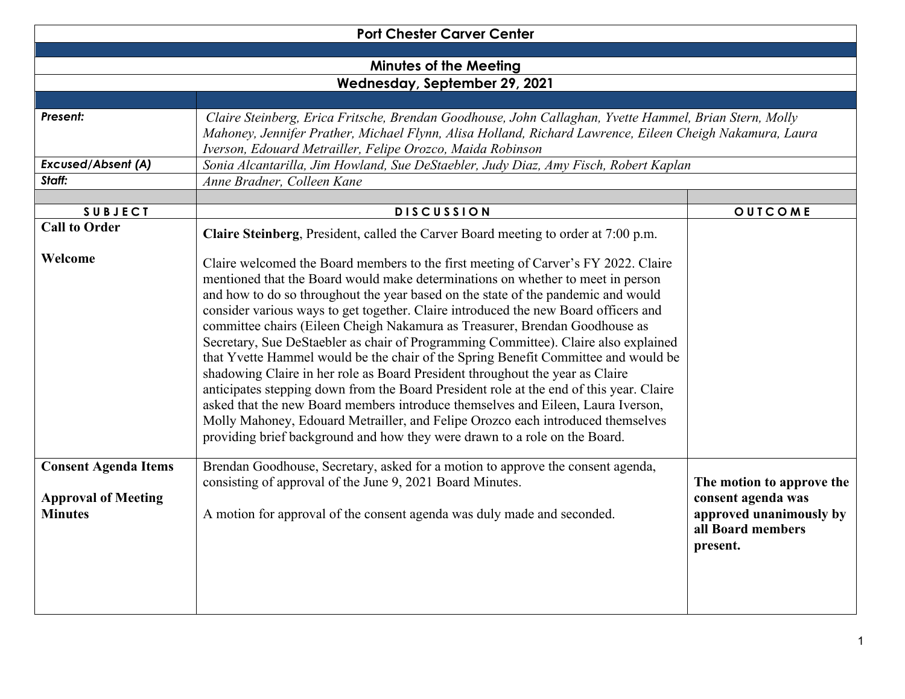# Port Chester Carver Center

## Minutes of the Meeting

## Wednesday, September 29, 2021

| | |
|---|---|
| ***Present:*** | *Claire Steinberg, Erica Fritsche, Brendan Goodhouse, John Callaghan, Yvette Hammel, Brian Stern, Molly Mahoney, Jennifer Prather, Michael Flynn, Alisa Holland, Richard Lawrence, Eileen Cheigh Nakamura, Laura Iverson, Edouard Metrailler, Felipe Orozco, Maida Robinson* |
| ***Excused/Absent (A)*** | *Sonia Alcantarilla, Jim Howland, Sue DeStaebler, Judy Diaz, Amy Fisch, Robert Kaplan* |
| ***Staff:*** | *Anne Bradner, Colleen Kane* |

| SUBJECT | DISCUSSION | OUTCOME |
|---|---|---|
| **Call to Order** | **Claire Steinberg**, President, called the Carver Board meeting to order at 7:00 p.m. | |
| **Welcome** | Claire welcomed the Board members to the first meeting of Carver's FY 2022. Claire mentioned that the Board would make determinations on whether to meet in person and how to do so throughout the year based on the state of the pandemic and would consider various ways to get together. Claire introduced the new Board officers and committee chairs (Eileen Cheigh Nakamura as Treasurer, Brendan Goodhouse as Secretary, Sue DeStaebler as chair of Programming Committee). Claire also explained that Yvette Hammel would be the chair of the Spring Benefit Committee and would be shadowing Claire in her role as Board President throughout the year as Claire anticipates stepping down from the Board President role at the end of this year. Claire asked that the new Board members introduce themselves and Eileen, Laura Iverson, Molly Mahoney, Edouard Metrailler, and Felipe Orozco each introduced themselves providing brief background and how they were drawn to a role on the Board. | |
| **Consent Agenda Items**<br><br>**Approval of Meeting Minutes** | Brendan Goodhouse, Secretary, asked for a motion to approve the consent agenda, consisting of approval of the June 9, 2021 Board Minutes.<br><br>A motion for approval of the consent agenda was duly made and seconded. | **The motion to approve the consent agenda was approved unanimously by all Board members present.** |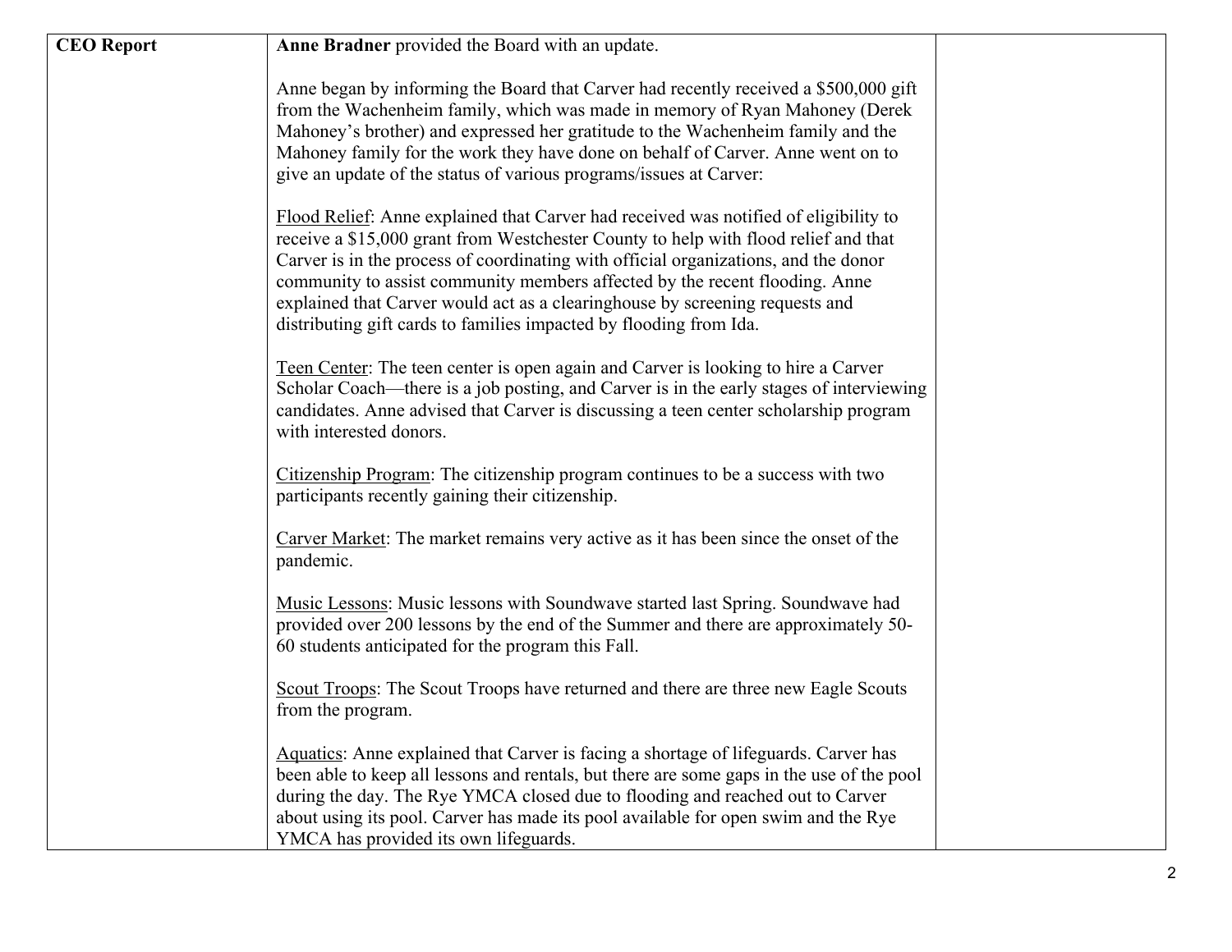| CEO Report | **Anne Bradner** provided the Board with an update.<br><br>Anne began by informing the Board that Carver had recently received a $500,000 gift from the Wachenheim family, which was made in memory of Ryan Mahoney (Derek Mahoney's brother) and expressed her gratitude to the Wachenheim family and the Mahoney family for the work they have done on behalf of Carver. Anne went on to give an update of the status of various programs/issues at Carver:<br><br><u>Flood Relief</u>: Anne explained that Carver had received was notified of eligibility to receive a $15,000 grant from Westchester County to help with flood relief and that Carver is in the process of coordinating with official organizations, and the donor community to assist community members affected by the recent flooding. Anne explained that Carver would act as a clearinghouse by screening requests and distributing gift cards to families impacted by flooding from Ida.<br><br><u>Teen Center</u>: The teen center is open again and Carver is looking to hire a Carver Scholar Coach—there is a job posting, and Carver is in the early stages of interviewing candidates. Anne advised that Carver is discussing a teen center scholarship program with interested donors.<br><br><u>Citizenship Program</u>: The citizenship program continues to be a success with two participants recently gaining their citizenship.<br><br><u>Carver Market</u>: The market remains very active as it has been since the onset of the pandemic.<br><br><u>Music Lessons</u>: Music lessons with Soundwave started last Spring. Soundwave had provided over 200 lessons by the end of the Summer and there are approximately 50-60 students anticipated for the program this Fall.<br><br><u>Scout Troops</u>: The Scout Troops have returned and there are three new Eagle Scouts from the program.<br><br><u>Aquatics</u>: Anne explained that Carver is facing a shortage of lifeguards. Carver has been able to keep all lessons and rentals, but there are some gaps in the use of the pool during the day. The Rye YMCA closed due to flooding and reached out to Carver about using its pool. Carver has made its pool available for open swim and the Rye YMCA has provided its own lifeguards. | |
|---|---|---|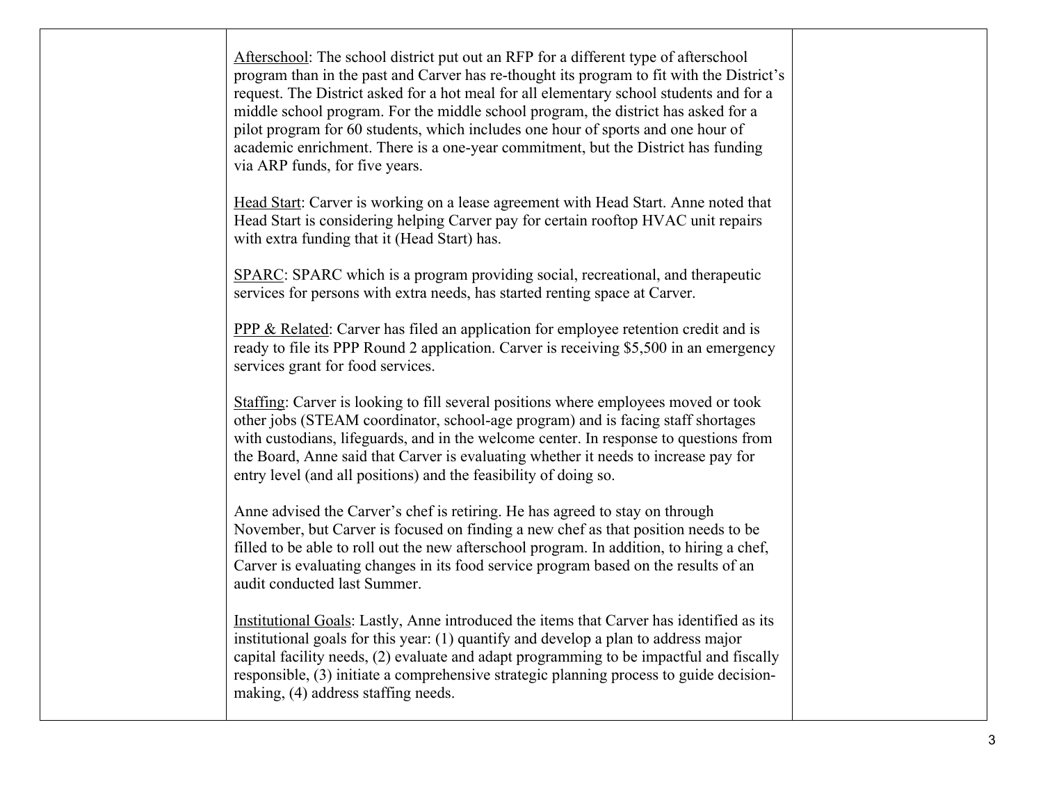| | | |
|---|---|---|
| | Afterschool: The school district put out an RFP for a different type of afterschool program than in the past and Carver has re-thought its program to fit with the District's request. The District asked for a hot meal for all elementary school students and for a middle school program. For the middle school program, the district has asked for a pilot program for 60 students, which includes one hour of sports and one hour of academic enrichment. There is a one-year commitment, but the District has funding via ARP funds, for five years.<br><br>Head Start: Carver is working on a lease agreement with Head Start. Anne noted that Head Start is considering helping Carver pay for certain rooftop HVAC unit repairs with extra funding that it (Head Start) has.<br><br>SPARC: SPARC which is a program providing social, recreational, and therapeutic services for persons with extra needs, has started renting space at Carver.<br><br>PPP & Related: Carver has filed an application for employee retention credit and is ready to file its PPP Round 2 application. Carver is receiving $5,500 in an emergency services grant for food services.<br><br>Staffing: Carver is looking to fill several positions where employees moved or took other jobs (STEAM coordinator, school-age program) and is facing staff shortages with custodians, lifeguards, and in the welcome center. In response to questions from the Board, Anne said that Carver is evaluating whether it needs to increase pay for entry level (and all positions) and the feasibility of doing so.<br><br>Anne advised the Carver's chef is retiring. He has agreed to stay on through November, but Carver is focused on finding a new chef as that position needs to be filled to be able to roll out the new afterschool program. In addition, to hiring a chef, Carver is evaluating changes in its food service program based on the results of an audit conducted last Summer.<br><br>Institutional Goals: Lastly, Anne introduced the items that Carver has identified as its institutional goals for this year: (1) quantify and develop a plan to address major capital facility needs, (2) evaluate and adapt programming to be impactful and fiscally responsible, (3) initiate a comprehensive strategic planning process to guide decision-making, (4) address staffing needs. | |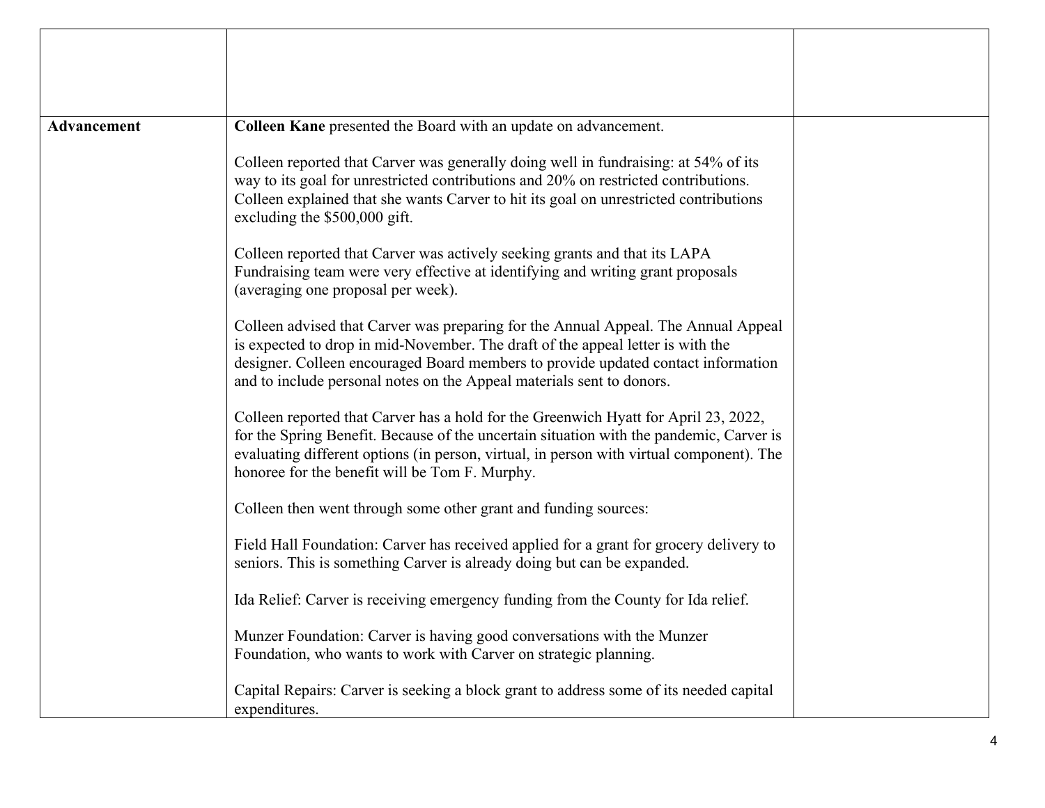| | | |
|---|---|---|
| | | |
| **Advancement** | **Colleen Kane** presented the Board with an update on advancement.<br><br>Colleen reported that Carver was generally doing well in fundraising: at 54% of its way to its goal for unrestricted contributions and 20% on restricted contributions. Colleen explained that she wants Carver to hit its goal on unrestricted contributions excluding the $500,000 gift.<br><br>Colleen reported that Carver was actively seeking grants and that its LAPA Fundraising team were very effective at identifying and writing grant proposals (averaging one proposal per week).<br><br>Colleen advised that Carver was preparing for the Annual Appeal. The Annual Appeal is expected to drop in mid-November. The draft of the appeal letter is with the designer. Colleen encouraged Board members to provide updated contact information and to include personal notes on the Appeal materials sent to donors.<br><br>Colleen reported that Carver has a hold for the Greenwich Hyatt for April 23, 2022, for the Spring Benefit. Because of the uncertain situation with the pandemic, Carver is evaluating different options (in person, virtual, in person with virtual component). The honoree for the benefit will be Tom F. Murphy.<br><br>Colleen then went through some other grant and funding sources:<br><br>Field Hall Foundation: Carver has received applied for a grant for grocery delivery to seniors. This is something Carver is already doing but can be expanded.<br><br>Ida Relief: Carver is receiving emergency funding from the County for Ida relief.<br><br>Munzer Foundation: Carver is having good conversations with the Munzer Foundation, who wants to work with Carver on strategic planning.<br><br>Capital Repairs: Carver is seeking a block grant to address some of its needed capital expenditures. | |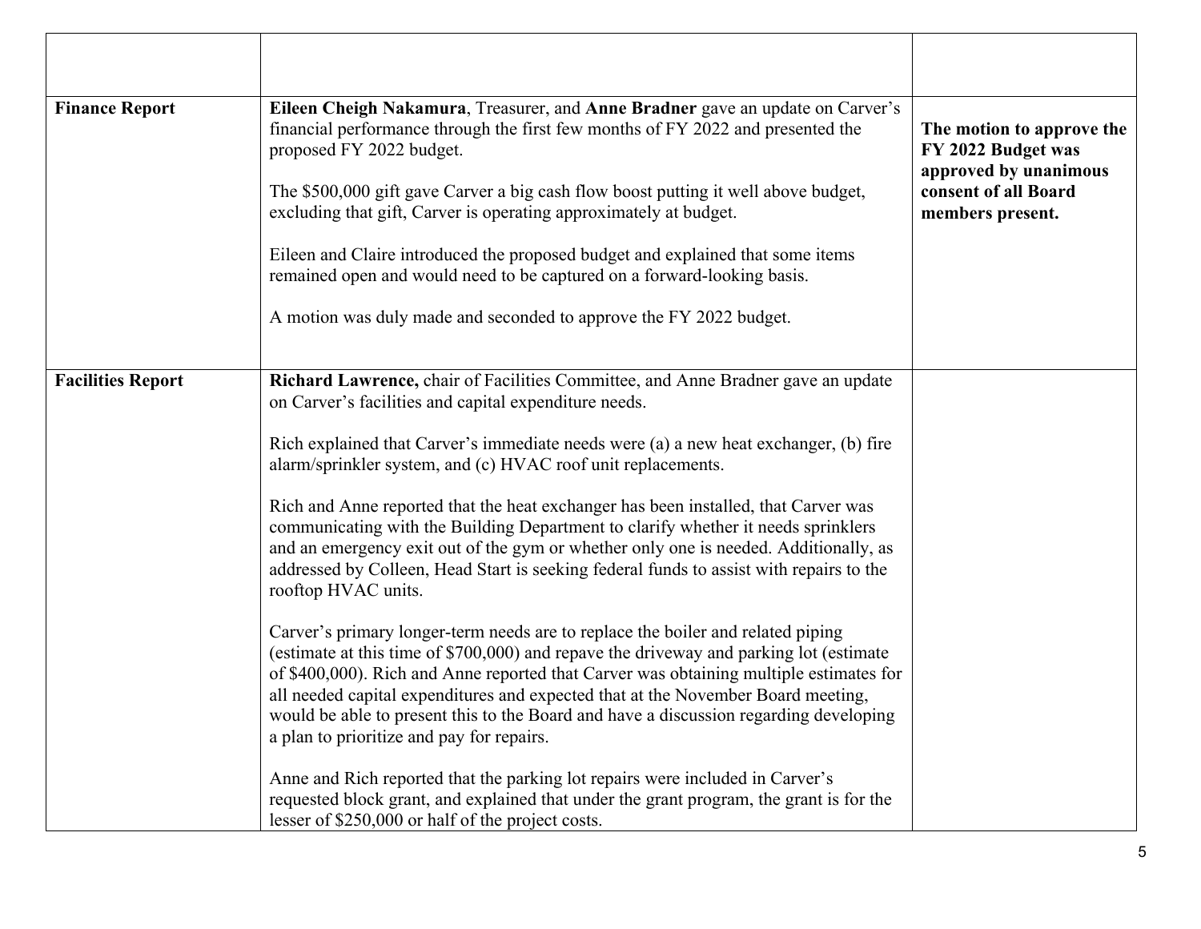| | | |
|---|---|---|
| **Finance Report** | **Eileen Cheigh Nakamura**, Treasurer, and **Anne Bradner** gave an update on Carver's financial performance through the first few months of FY 2022 and presented the proposed FY 2022 budget.<br><br>The $500,000 gift gave Carver a big cash flow boost putting it well above budget, excluding that gift, Carver is operating approximately at budget.<br><br>Eileen and Claire introduced the proposed budget and explained that some items remained open and would need to be captured on a forward-looking basis.<br><br>A motion was duly made and seconded to approve the FY 2022 budget. | **The motion to approve the FY 2022 Budget was approved by unanimous consent of all Board members present.** |
| **Facilities Report** | **Richard Lawrence,** chair of Facilities Committee, and Anne Bradner gave an update on Carver's facilities and capital expenditure needs.<br><br>Rich explained that Carver's immediate needs were (a) a new heat exchanger, (b) fire alarm/sprinkler system, and (c) HVAC roof unit replacements.<br><br>Rich and Anne reported that the heat exchanger has been installed, that Carver was communicating with the Building Department to clarify whether it needs sprinklers and an emergency exit out of the gym or whether only one is needed. Additionally, as addressed by Colleen, Head Start is seeking federal funds to assist with repairs to the rooftop HVAC units.<br><br>Carver's primary longer-term needs are to replace the boiler and related piping (estimate at this time of $700,000) and repave the driveway and parking lot (estimate of $400,000). Rich and Anne reported that Carver was obtaining multiple estimates for all needed capital expenditures and expected that at the November Board meeting, would be able to present this to the Board and have a discussion regarding developing a plan to prioritize and pay for repairs.<br><br>Anne and Rich reported that the parking lot repairs were included in Carver's requested block grant, and explained that under the grant program, the grant is for the lesser of $250,000 or half of the project costs. | |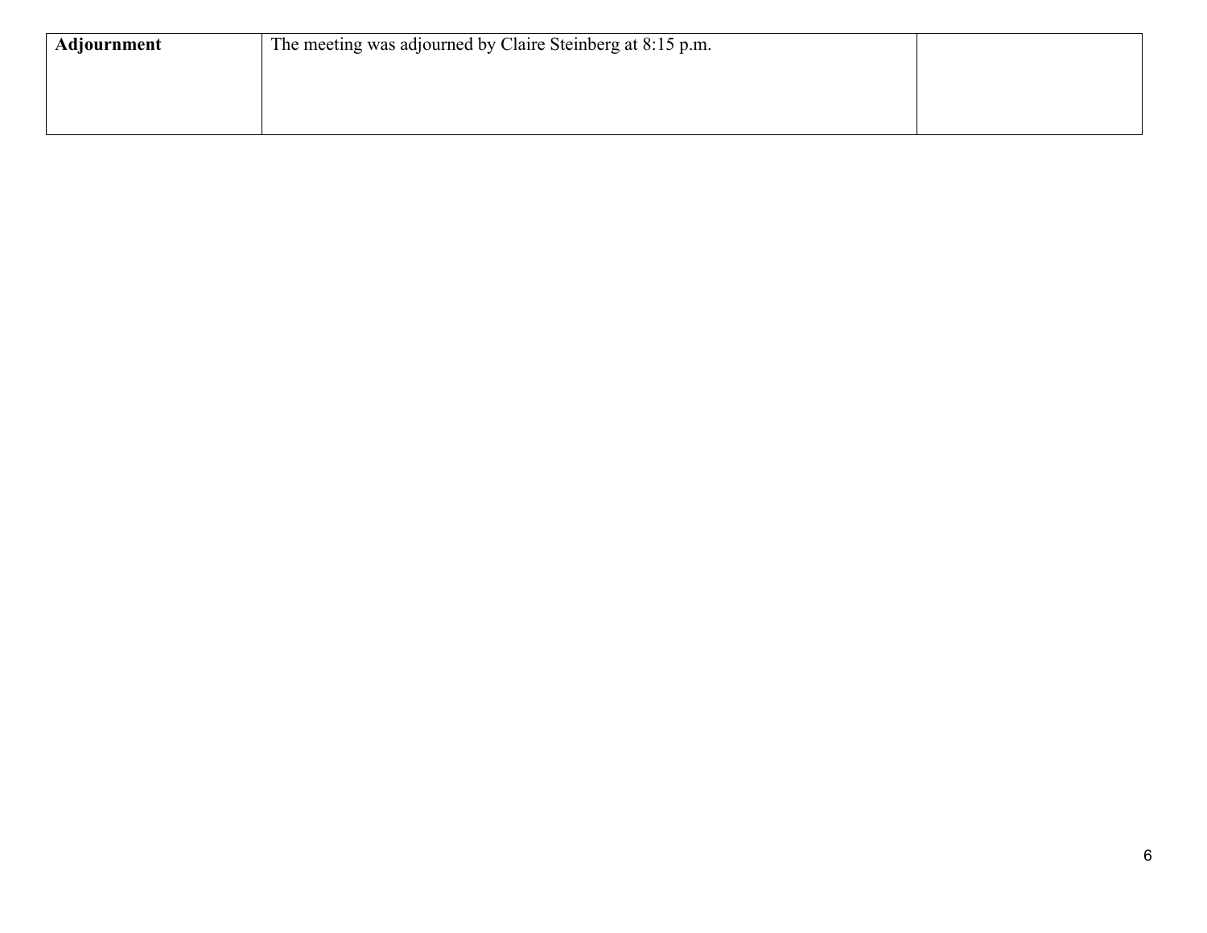| | | |
|---|---|---|
| **Adjournment** | The meeting was adjourned by Claire Steinberg at 8:15 p.m. | |